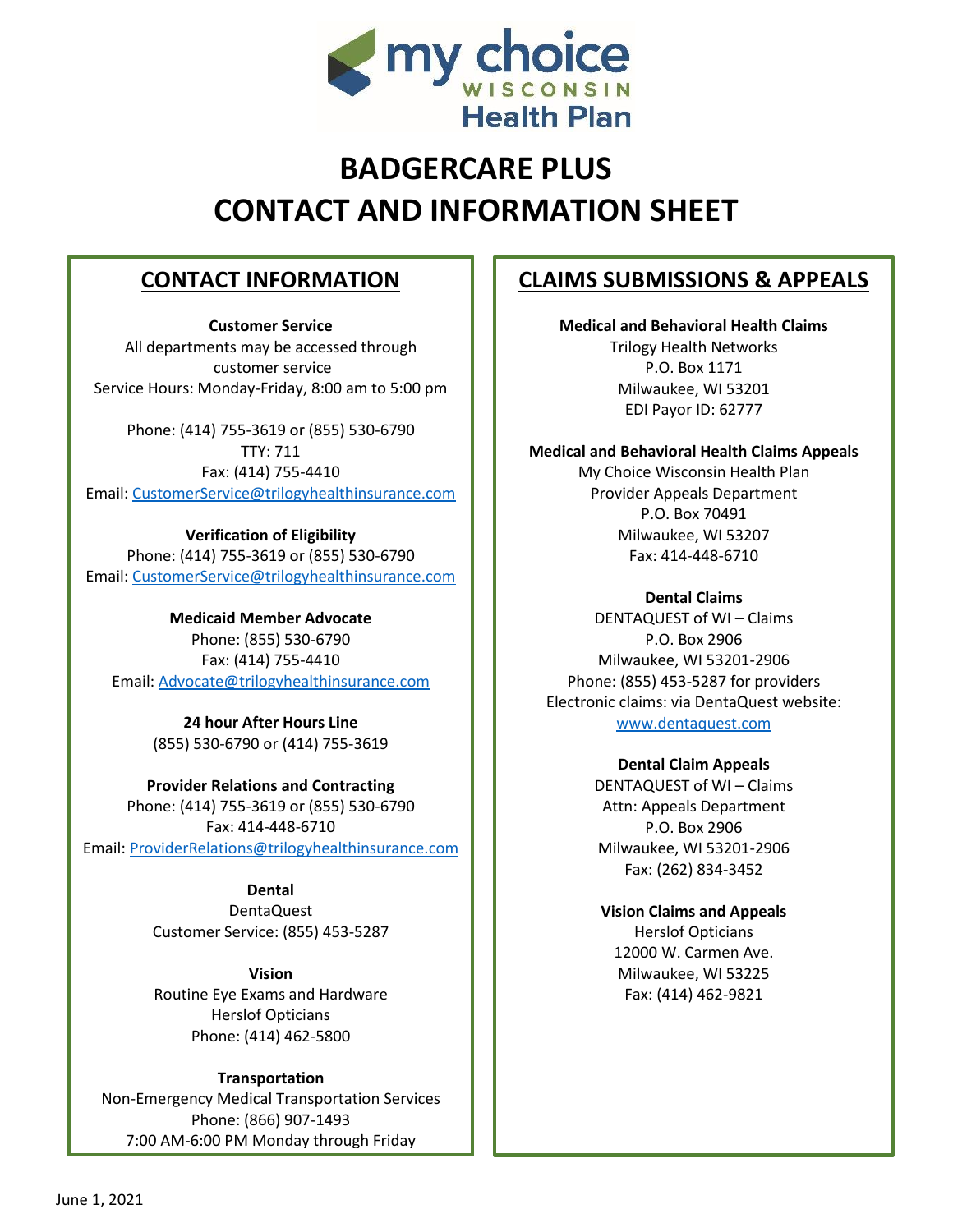# BADGERCARE PLUS
# CONTACT AND INFORMATION SHEET

## CONTACT INFORMATION

**Customer Service**
All departments may be accessed through customer service
Service Hours: Monday-Friday, 8:00 am to 5:00 pm

Phone: (414) 755-3619 or (855) 530-6790
TTY: 711
Fax: (414) 755-4410
Email: CustomerService@trilogyhealthinsurance.com

**Verification of Eligibility**
Phone: (414) 755-3619 or (855) 530-6790
Email: CustomerService@trilogyhealthinsurance.com

**Medicaid Member Advocate**
Phone: (855) 530-6790
Fax: (414) 755-4410
Email: Advocate@trilogyhealthinsurance.com

**24 hour After Hours Line**
(855) 530-6790 or (414) 755-3619

**Provider Relations and Contracting**
Phone: (414) 755-3619 or (855) 530-6790
Fax: 414-448-6710
Email: ProviderRelations@trilogyhealthinsurance.com

**Dental**
DentaQuest
Customer Service: (855) 453-5287

**Vision**
Routine Eye Exams and Hardware
Herslof Opticians
Phone: (414) 462-5800

**Transportation**
Non-Emergency Medical Transportation Services
Phone: (866) 907-1493
7:00 AM-6:00 PM Monday through Friday

## CLAIMS SUBMISSIONS & APPEALS

**Medical and Behavioral Health Claims**
Trilogy Health Networks
P.O. Box 1171
Milwaukee, WI 53201
EDI Payor ID: 62777

**Medical and Behavioral Health Claims Appeals**
My Choice Wisconsin Health Plan
Provider Appeals Department
P.O. Box 70491
Milwaukee, WI 53207
Fax: 414-448-6710

**Dental Claims**
DENTAQUEST of WI – Claims
P.O. Box 2906
Milwaukee, WI 53201-2906
Phone: (855) 453-5287 for providers
Electronic claims: via DentaQuest website: www.dentaquest.com

**Dental Claim Appeals**
DENTAQUEST of WI – Claims
Attn: Appeals Department
P.O. Box 2906
Milwaukee, WI 53201-2906
Fax: (262) 834-3452

**Vision Claims and Appeals**
Herslof Opticians
12000 W. Carmen Ave.
Milwaukee, WI 53225
Fax: (414) 462-9821

June 1, 2021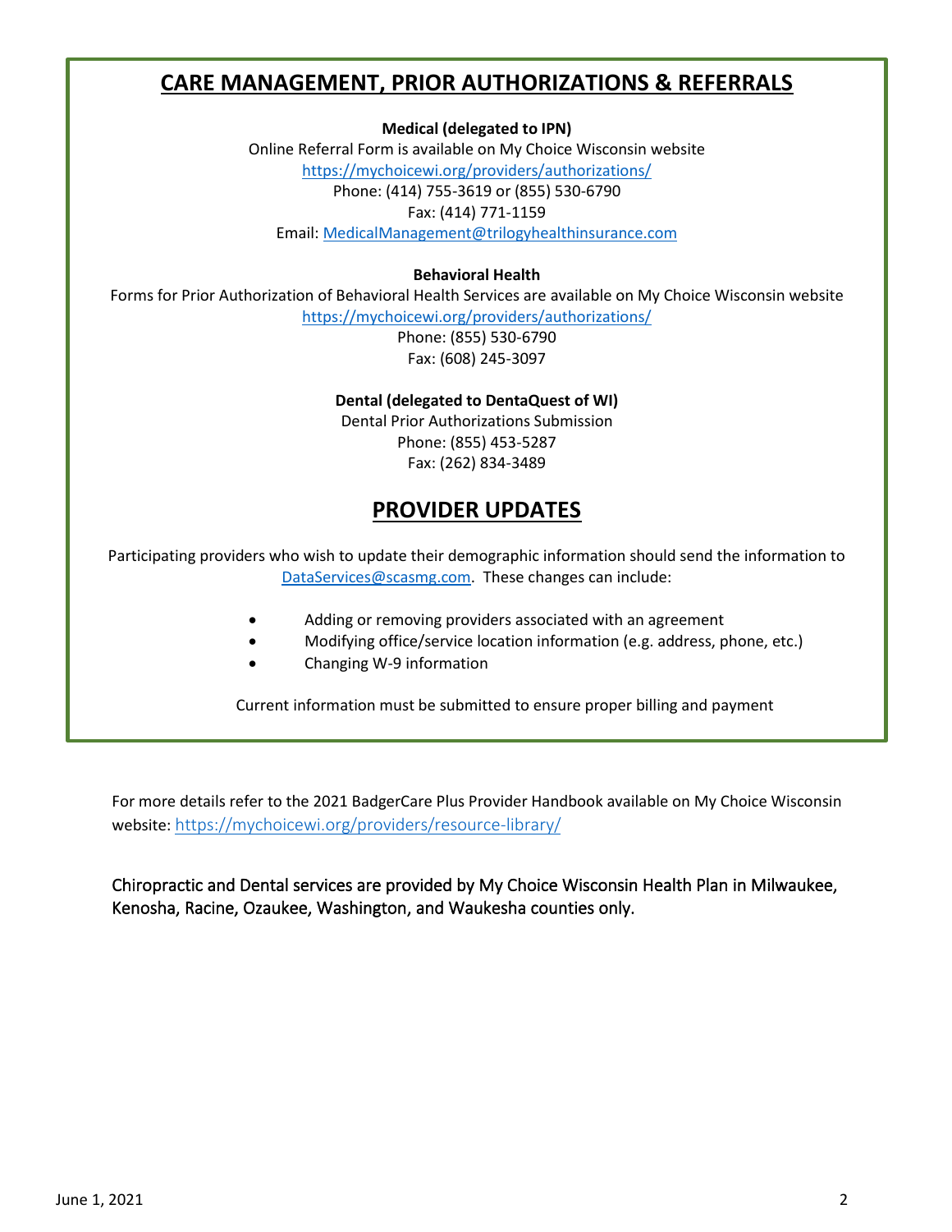## CARE MANAGEMENT, PRIOR AUTHORIZATIONS & REFERRALS

**Medical (delegated to IPN)**

Online Referral Form is available on My Choice Wisconsin website

https://mychoicewi.org/providers/authorizations/

Phone: (414) 755-3619 or (855) 530-6790

Fax: (414) 771-1159

Email: MedicalManagement@trilogyhealthinsurance.com

**Behavioral Health**

Forms for Prior Authorization of Behavioral Health Services are available on My Choice Wisconsin website

https://mychoicewi.org/providers/authorizations/

Phone: (855) 530-6790

Fax: (608) 245-3097

**Dental (delegated to DentaQuest of WI)**

Dental Prior Authorizations Submission

Phone: (855) 453-5287

Fax: (262) 834-3489

## PROVIDER UPDATES

Participating providers who wish to update their demographic information should send the information to DataServices@scasmg.com. These changes can include:

- Adding or removing providers associated with an agreement
- Modifying office/service location information (e.g. address, phone, etc.)
- Changing W-9 information

Current information must be submitted to ensure proper billing and payment

For more details refer to the 2021 BadgerCare Plus Provider Handbook available on My Choice Wisconsin website: https://mychoicewi.org/providers/resource-library/

Chiropractic and Dental services are provided by My Choice Wisconsin Health Plan in Milwaukee, Kenosha, Racine, Ozaukee, Washington, and Waukesha counties only.

June 1, 2021